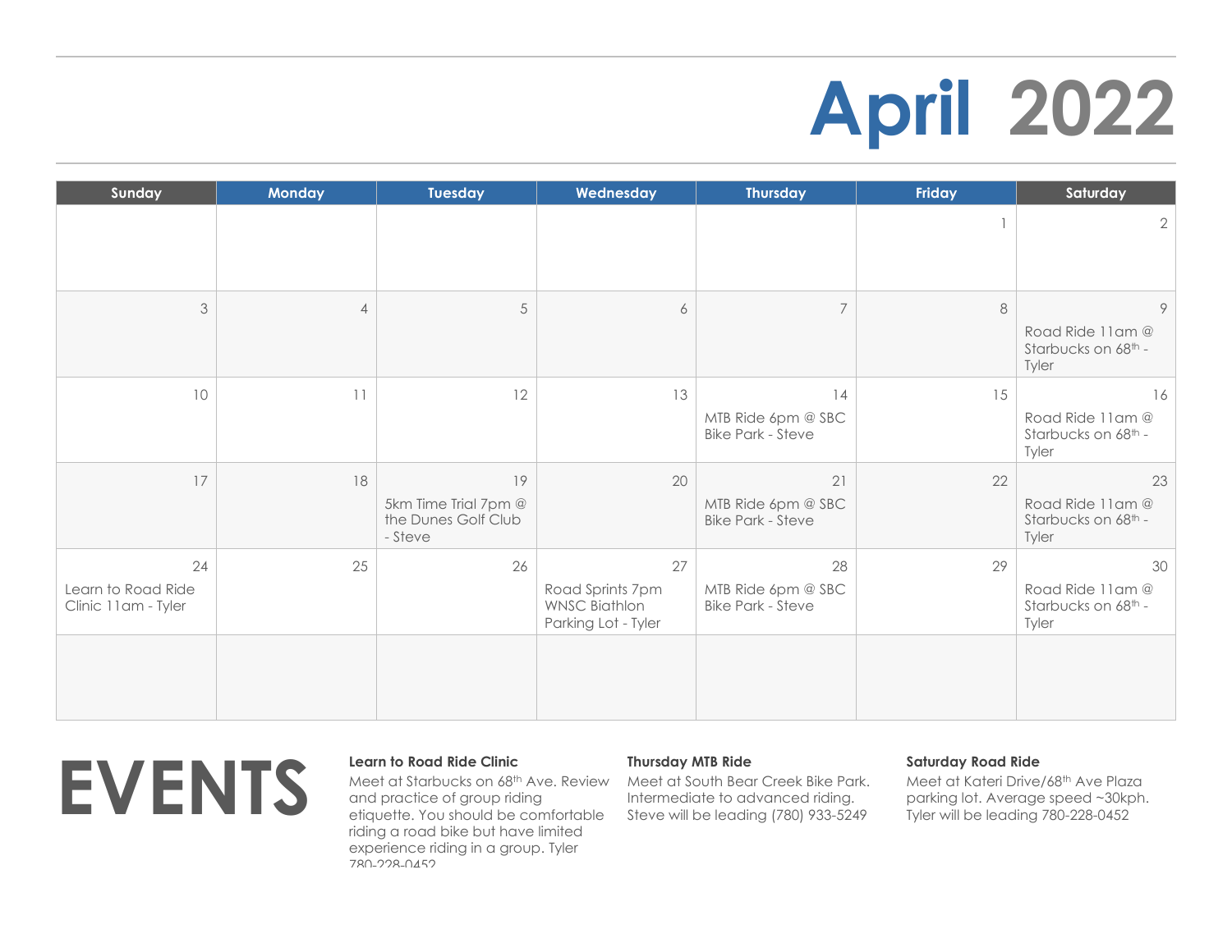# April 2022

| Sunday | Monday | Tuesday | Wednesday | Thursday | Friday | Saturday |
|---|---|---|---|---|---|---|
| | | | | | 1 | 2 |
| 3 | 4 | 5 | 6 | 7 | 8 | 9 Road Ride 11am @ Starbucks on 68th - Tyler |
| 10 | 11 | 12 | 13 | 14 MTB Ride 6pm @ SBC Bike Park - Steve | 15 | 16 Road Ride 11am @ Starbucks on 68th - Tyler |
| 17 | 18 | 19 5km Time Trial 7pm @ the Dunes Golf Club - Steve | 20 | 21 MTB Ride 6pm @ SBC Bike Park - Steve | 22 | 23 Road Ride 11am @ Starbucks on 68th - Tyler |
| 24 Learn to Road Ride Clinic 11am - Tyler | 25 | 26 | 27 Road Sprints 7pm WNSC Biathlon Parking Lot - Tyler | 28 MTB Ride 6pm @ SBC Bike Park - Steve | 29 | 30 Road Ride 11am @ Starbucks on 68th - Tyler |
| | | | | | | |

# EVENTS

**Learn to Road Ride Clinic**

Meet at Starbucks on 68th Ave. Review and practice of group riding etiquette. You should be comfortable riding a road bike but have limited experience riding in a group. Tyler 780-228-0452

**Thursday MTB Ride**

Meet at South Bear Creek Bike Park. Intermediate to advanced riding. Steve will be leading (780) 933-5249

**Saturday Road Ride**

Meet at Kateri Drive/68th Ave Plaza parking lot. Average speed ~30kph. Tyler will be leading 780-228-0452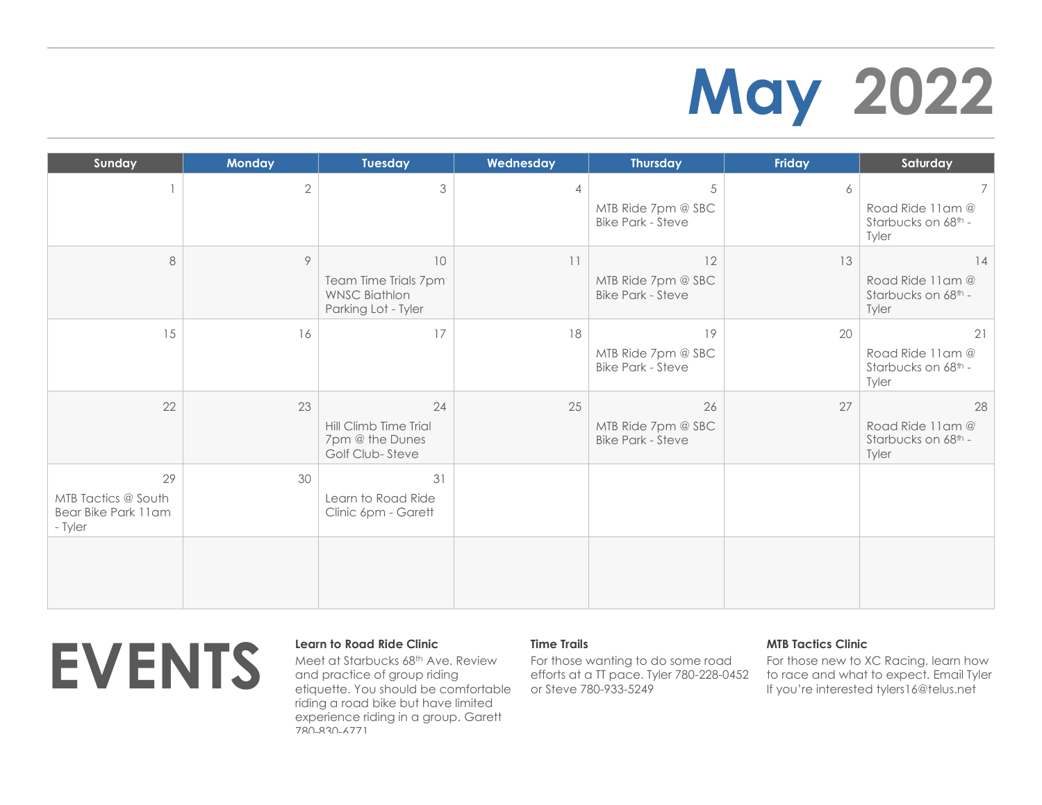# May 2022

| Sunday | Monday | Tuesday | Wednesday | Thursday | Friday | Saturday |
|---|---|---|---|---|---|---|
| 1 | 2 | 3 | 4 | 5<br>MTB Ride 7pm @ SBC Bike Park - Steve | 6 | 7<br>Road Ride 11am @ Starbucks on 68th - Tyler |
| 8 | 9 | 10<br>Team Time Trials 7pm WNSC Biathlon Parking Lot - Tyler | 11 | 12<br>MTB Ride 7pm @ SBC Bike Park - Steve | 13 | 14<br>Road Ride 11am @ Starbucks on 68th - Tyler |
| 15 | 16 | 17 | 18 | 19<br>MTB Ride 7pm @ SBC Bike Park - Steve | 20 | 21<br>Road Ride 11am @ Starbucks on 68th - Tyler |
| 22 | 23 | 24<br>Hill Climb Time Trial 7pm @ the Dunes Golf Club- Steve | 25 | 26<br>MTB Ride 7pm @ SBC Bike Park - Steve | 27 | 28<br>Road Ride 11am @ Starbucks on 68th - Tyler |
| 29<br>MTB Tactics @ South Bear Bike Park 11am - Tyler | 30 | 31<br>Learn to Road Ride Clinic 6pm - Garett | | | | |
| | | | | | | |

# EVENTS

**Learn to Road Ride Clinic**

Meet at Starbucks 68th Ave. Review and practice of group riding etiquette. You should be comfortable riding a road bike but have limited experience riding in a group. Garett 780-830-6771

**Time Trails**

For those wanting to do some road efforts at a TT pace. Tyler 780-228-0452 or Steve 780-933-5249

**MTB Tactics Clinic**

For those new to XC Racing, learn how to race and what to expect. Email Tyler If you're interested tylers16@telus.net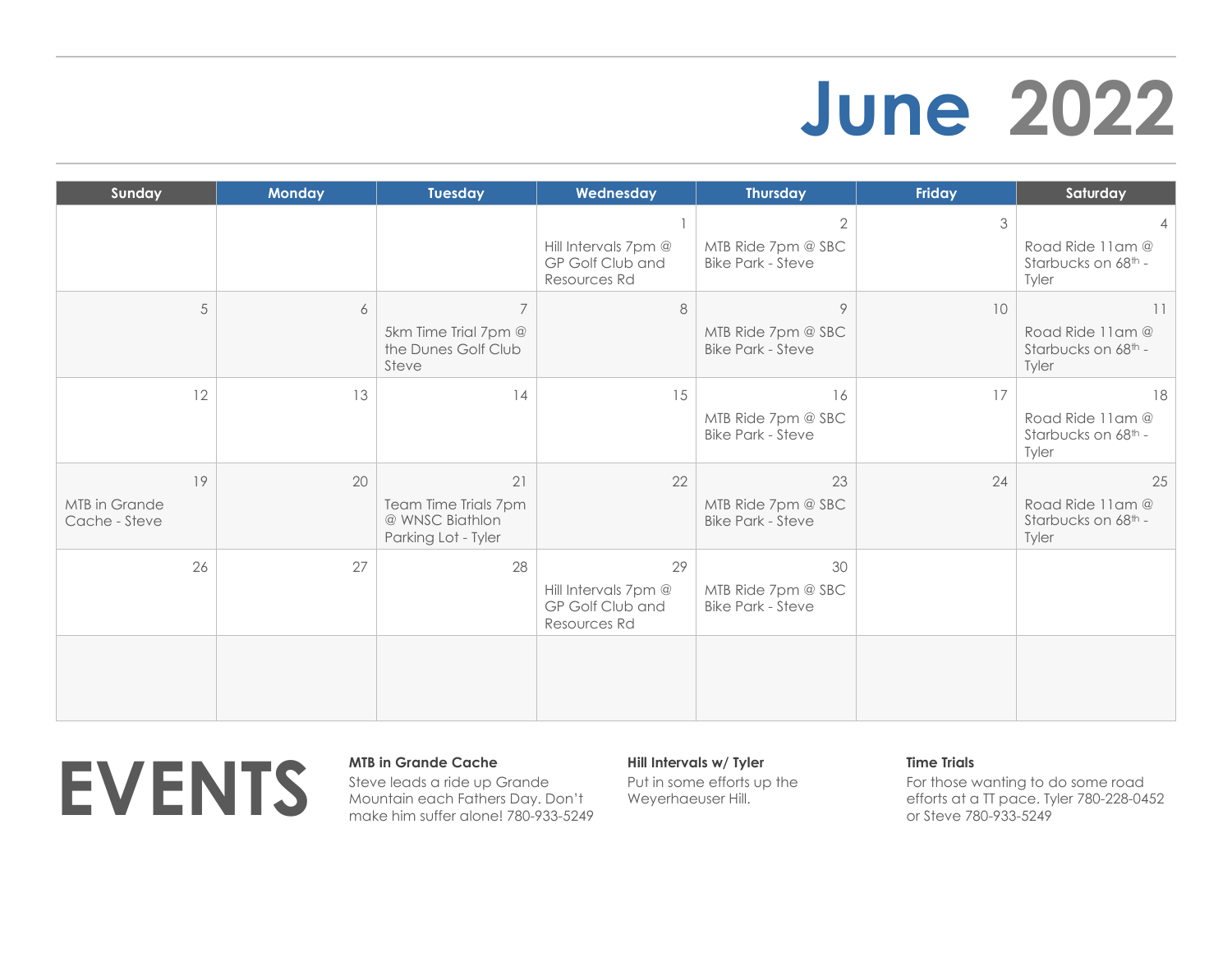# June 2022

| Sunday | Monday | Tuesday | Wednesday | Thursday | Friday | Saturday |
|---|---|---|---|---|---|---|
| | | | 1<br>Hill Intervals 7pm @ GP Golf Club and Resources Rd | 2<br>MTB Ride 7pm @ SBC Bike Park - Steve | 3 | 4<br>Road Ride 11am @ Starbucks on 68th - Tyler |
| 5 | 6 | 7<br>5km Time Trial 7pm @ the Dunes Golf Club Steve | 8 | 9<br>MTB Ride 7pm @ SBC Bike Park - Steve | 10 | 11<br>Road Ride 11am @ Starbucks on 68th - Tyler |
| 12 | 13 | 14 | 15 | 16<br>MTB Ride 7pm @ SBC Bike Park - Steve | 17 | 18<br>Road Ride 11am @ Starbucks on 68th - Tyler |
| 19<br>MTB in Grande Cache - Steve | 20 | 21<br>Team Time Trials 7pm @ WNSC Biathlon Parking Lot - Tyler | 22 | 23<br>MTB Ride 7pm @ SBC Bike Park - Steve | 24 | 25<br>Road Ride 11am @ Starbucks on 68th - Tyler |
| 26 | 27 | 28 | 29<br>Hill Intervals 7pm @ GP Golf Club and Resources Rd | 30<br>MTB Ride 7pm @ SBC Bike Park - Steve | | |
| | | | | | | |

# EVENTS

**MTB in Grande Cache**
Steve leads a ride up Grande Mountain each Fathers Day. Don't make him suffer alone! 780-933-5249

**Hill Intervals w/ Tyler**
Put in some efforts up the Weyerhaeuser Hill.

**Time Trials**
For those wanting to do some road efforts at a TT pace. Tyler 780-228-0452 or Steve 780-933-5249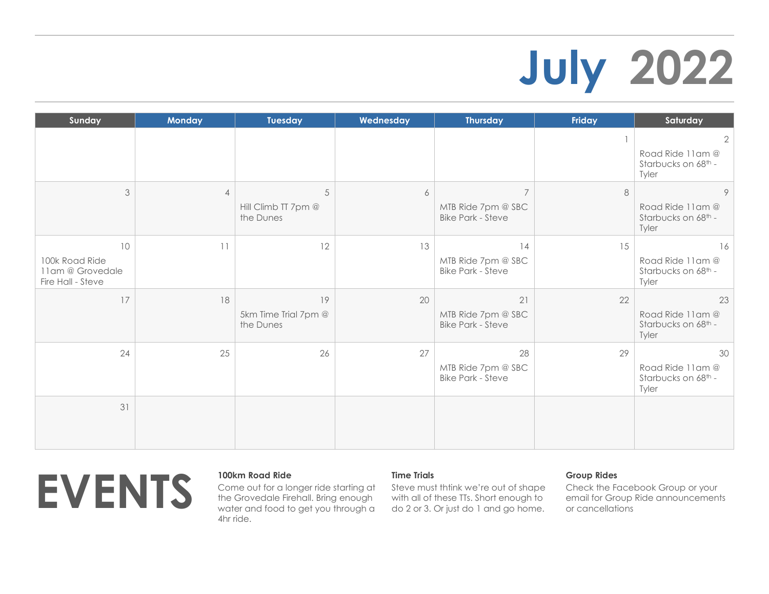# July 2022

| Sunday | Monday | Tuesday | Wednesday | Thursday | Friday | Saturday |
|---|---|---|---|---|---|---|
| | | | | | 1 | 2<br>Road Ride 11am @ Starbucks on 68th - Tyler |
| 3 | 4 | 5<br>Hill Climb TT 7pm @ the Dunes | 6 | 7<br>MTB Ride 7pm @ SBC Bike Park - Steve | 8 | 9<br>Road Ride 11am @ Starbucks on 68th - Tyler |
| 10<br>100k Road Ride 11am @ Grovedale Fire Hall - Steve | 11 | 12 | 13 | 14<br>MTB Ride 7pm @ SBC Bike Park - Steve | 15 | 16<br>Road Ride 11am @ Starbucks on 68th - Tyler |
| 17 | 18 | 19<br>5km Time Trial 7pm @ the Dunes | 20 | 21<br>MTB Ride 7pm @ SBC Bike Park - Steve | 22 | 23<br>Road Ride 11am @ Starbucks on 68th - Tyler |
| 24 | 25 | 26 | 27 | 28<br>MTB Ride 7pm @ SBC Bike Park - Steve | 29 | 30<br>Road Ride 11am @ Starbucks on 68th - Tyler |
| 31 | | | | | | |

# EVENTS

**100km Road Ride**
Come out for a longer ride starting at the Grovedale Firehall. Bring enough water and food to get you through a 4hr ride.

**Time Trials**
Steve must thtink we're out of shape with all of these TTs. Short enough to do 2 or 3. Or just do 1 and go home.

**Group Rides**
Check the Facebook Group or your email for Group Ride announcements or cancellations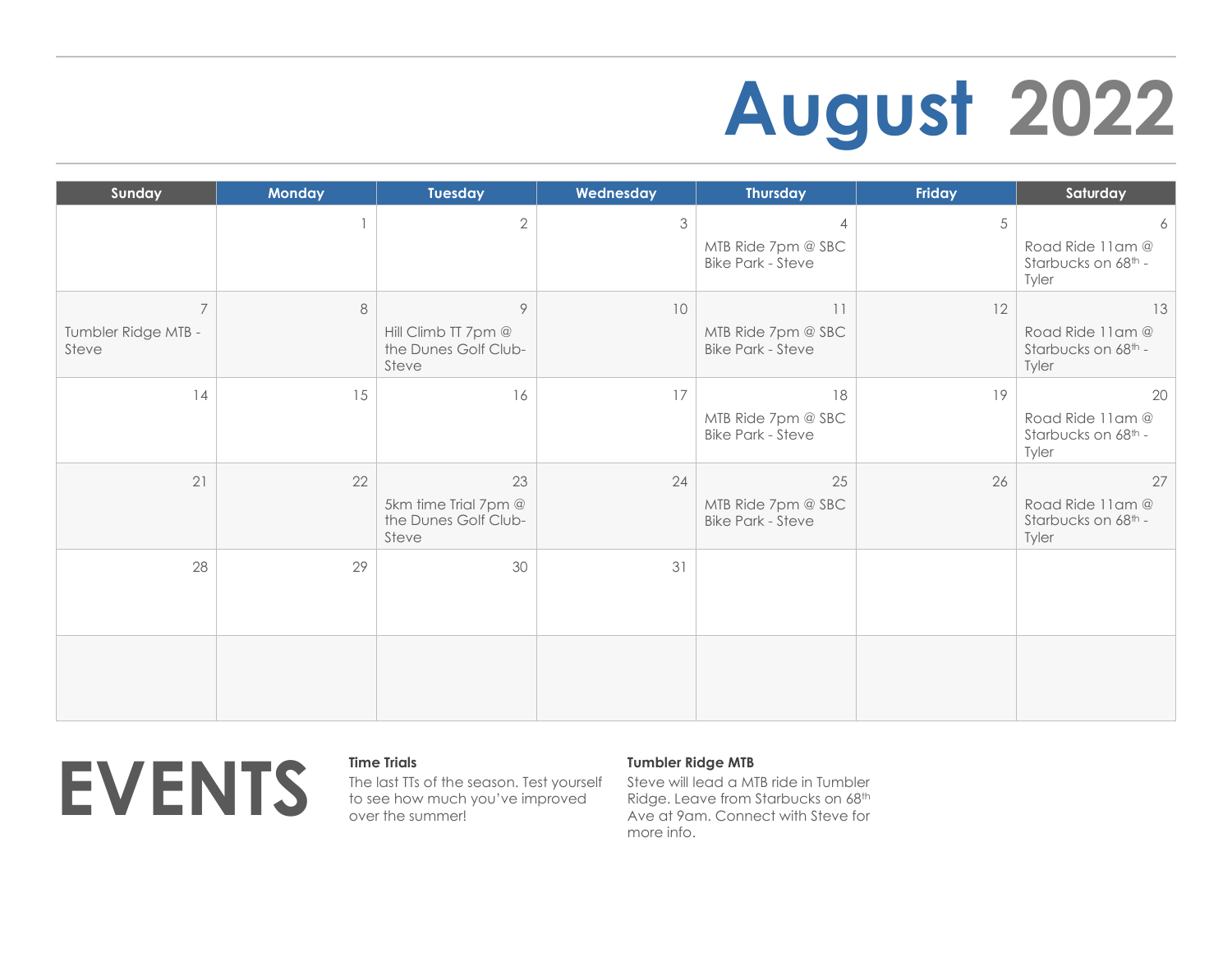# August 2022

| Sunday | Monday | Tuesday | Wednesday | Thursday | Friday | Saturday |
|---|---|---|---|---|---|---|
| | 1 | 2 | 3 | 4 MTB Ride 7pm @ SBC Bike Park - Steve | 5 | 6 Road Ride 11am @ Starbucks on 68th - Tyler |
| 7 Tumbler Ridge MTB - Steve | 8 | 9 Hill Climb TT 7pm @ the Dunes Golf Club- Steve | 10 | 11 MTB Ride 7pm @ SBC Bike Park - Steve | 12 | 13 Road Ride 11am @ Starbucks on 68th - Tyler |
| 14 | 15 | 16 | 17 | 18 MTB Ride 7pm @ SBC Bike Park - Steve | 19 | 20 Road Ride 11am @ Starbucks on 68th - Tyler |
| 21 | 22 | 23 5km time Trial 7pm @ the Dunes Golf Club- Steve | 24 | 25 MTB Ride 7pm @ SBC Bike Park - Steve | 26 | 27 Road Ride 11am @ Starbucks on 68th - Tyler |
| 28 | 29 | 30 | 31 | | | |
| | | | | | | |

# EVENTS

**Time Trials**

The last TTs of the season. Test yourself to see how much you've improved over the summer!

**Tumbler Ridge MTB**

Steve will lead a MTB ride in Tumbler Ridge. Leave from Starbucks on 68th Ave at 9am. Connect with Steve for more info.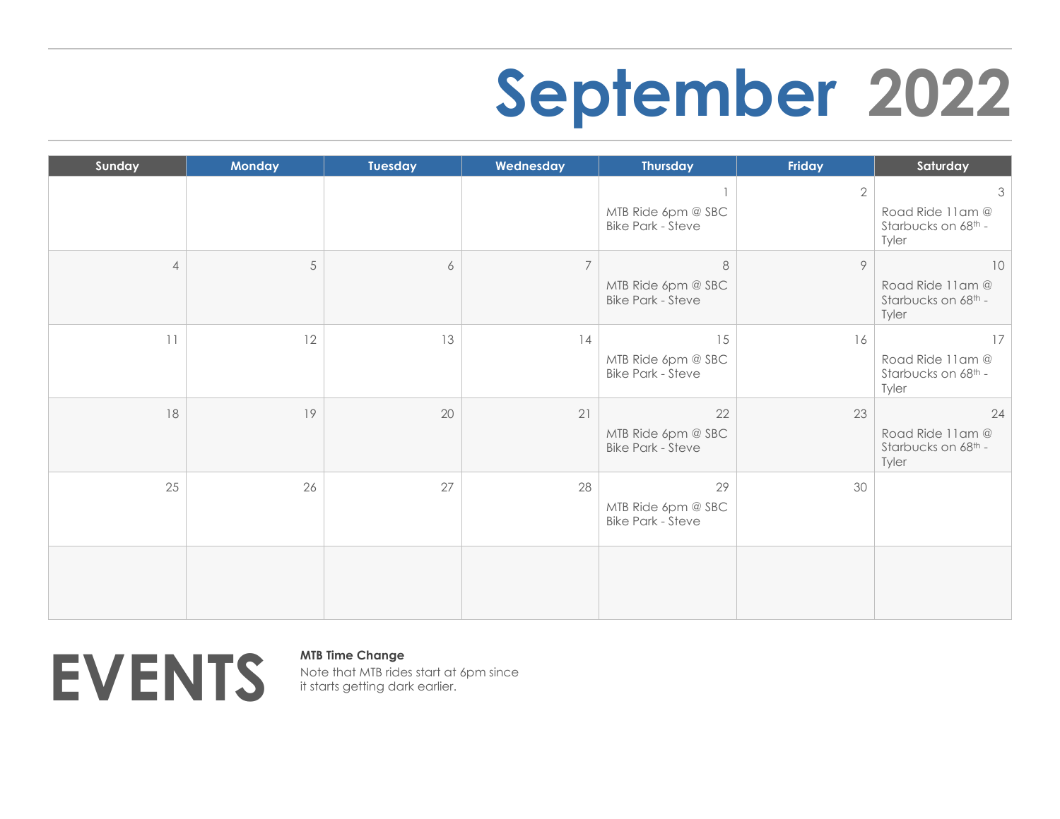# September 2022

| Sunday | Monday | Tuesday | Wednesday | Thursday | Friday | Saturday |
|---|---|---|---|---|---|---|
| | | | | 1<br>MTB Ride 6pm @ SBC Bike Park - Steve | 2 | 3<br>Road Ride 11am @ Starbucks on 68th - Tyler |
| 4 | 5 | 6 | 7 | 8<br>MTB Ride 6pm @ SBC Bike Park - Steve | 9 | 10<br>Road Ride 11am @ Starbucks on 68th - Tyler |
| 11 | 12 | 13 | 14 | 15<br>MTB Ride 6pm @ SBC Bike Park - Steve | 16 | 17<br>Road Ride 11am @ Starbucks on 68th - Tyler |
| 18 | 19 | 20 | 21 | 22<br>MTB Ride 6pm @ SBC Bike Park - Steve | 23 | 24<br>Road Ride 11am @ Starbucks on 68th - Tyler |
| 25 | 26 | 27 | 28 | 29<br>MTB Ride 6pm @ SBC Bike Park - Steve | 30 | |
| | | | | | | |

# EVENTS

**MTB Time Change**

Note that MTB rides start at 6pm since it starts getting dark earlier.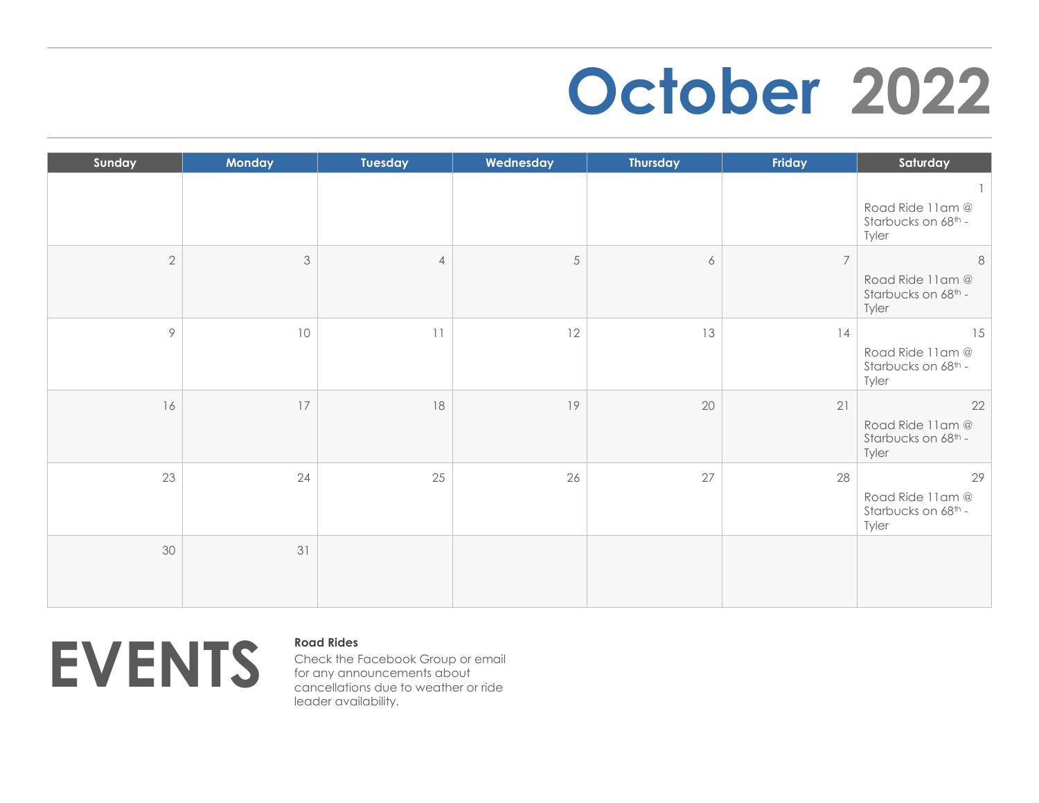# October 2022

| Sunday | Monday | Tuesday | Wednesday | Thursday | Friday | Saturday |
|---|---|---|---|---|---|---|
| | | | | | | 1<br>Road Ride 11am @ Starbucks on 68th - Tyler |
| 2 | 3 | 4 | 5 | 6 | 7 | 8<br>Road Ride 11am @ Starbucks on 68th - Tyler |
| 9 | 10 | 11 | 12 | 13 | 14 | 15<br>Road Ride 11am @ Starbucks on 68th - Tyler |
| 16 | 17 | 18 | 19 | 20 | 21 | 22<br>Road Ride 11am @ Starbucks on 68th - Tyler |
| 23 | 24 | 25 | 26 | 27 | 28 | 29<br>Road Ride 11am @ Starbucks on 68th - Tyler |
| 30 | 31 | | | | | |

# EVENTS

**Road Rides**

Check the Facebook Group or email for any announcements about cancellations due to weather or ride leader availability.